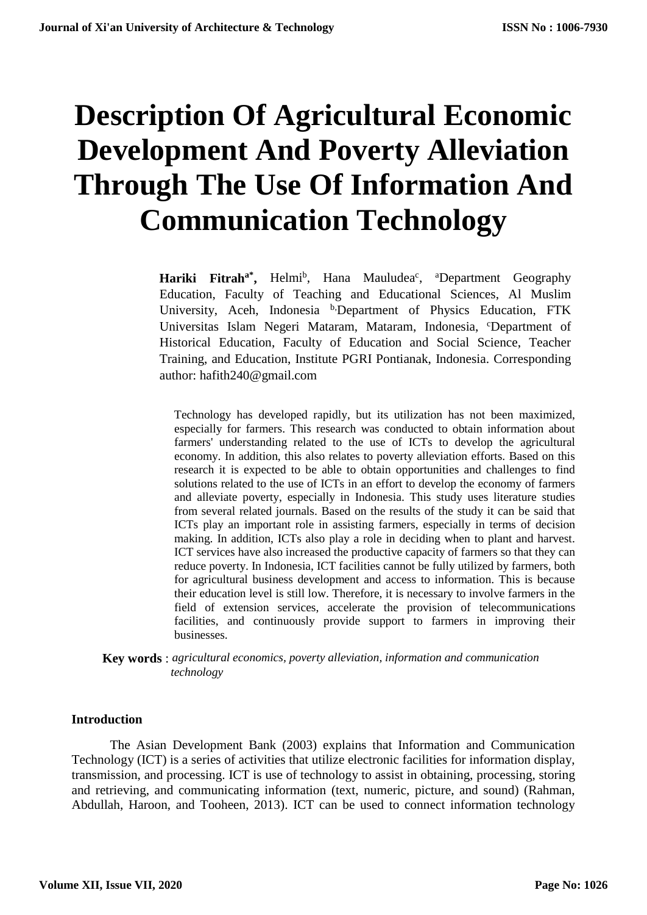# Description Of Agricultural Economic Development And Poverty Alleviation Through The Use Of Information And Communication Technology

**Hariki Fitrah[a*],** Helmi[b], Hana Mauludea[c], [a]Department Geography Education, Faculty of Teaching and Educational Sciences, Al Muslim University, Aceh, Indonesia [b,]Department of Physics Education, FTK Universitas Islam Negeri Mataram, Mataram, Indonesia, [c]Department of Historical Education, Faculty of Education and Social Science, Teacher Training, and Education, Institute PGRI Pontianak, Indonesia. Corresponding author: hafith240@gmail.com

Technology has developed rapidly, but its utilization has not been maximized, especially for farmers. This research was conducted to obtain information about farmers' understanding related to the use of ICTs to develop the agricultural economy. In addition, this also relates to poverty alleviation efforts. Based on this research it is expected to be able to obtain opportunities and challenges to find solutions related to the use of ICTs in an effort to develop the economy of farmers and alleviate poverty, especially in Indonesia. This study uses literature studies from several related journals. Based on the results of the study it can be said that ICTs play an important role in assisting farmers, especially in terms of decision making. In addition, ICTs also play a role in deciding when to plant and harvest. ICT services have also increased the productive capacity of farmers so that they can reduce poverty. In Indonesia, ICT facilities cannot be fully utilized by farmers, both for agricultural business development and access to information. This is because their education level is still low. Therefore, it is necessary to involve farmers in the field of extension services, accelerate the provision of telecommunications facilities, and continuously provide support to farmers in improving their businesses.

**Key words** : *agricultural economics, poverty alleviation, information and communication technology*

## Introduction

The Asian Development Bank (2003) explains that Information and Communication Technology (ICT) is a series of activities that utilize electronic facilities for information display, transmission, and processing. ICT is use of technology to assist in obtaining, processing, storing and retrieving, and communicating information (text, numeric, picture, and sound) (Rahman, Abdullah, Haroon, and Tooheen, 2013). ICT can be used to connect information technology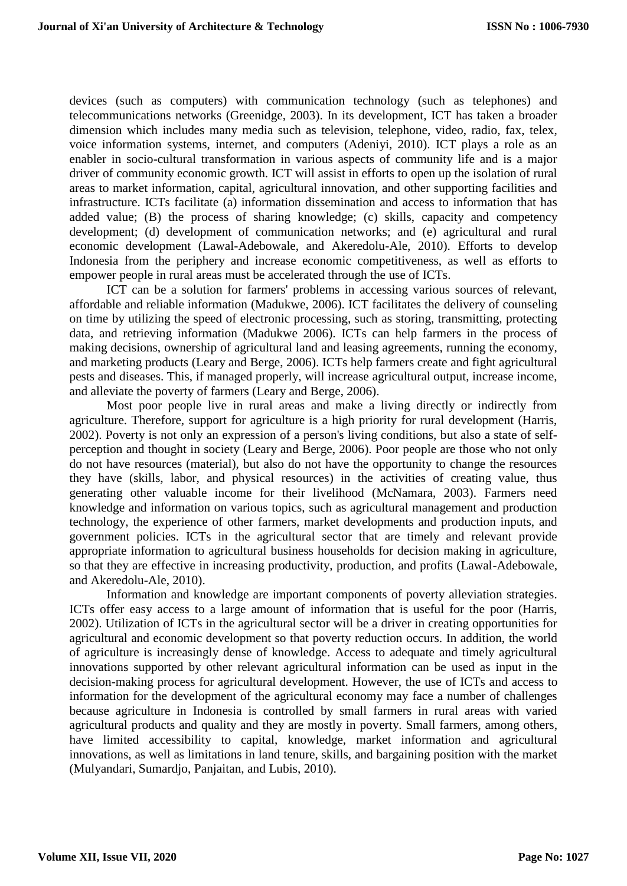devices (such as computers) with communication technology (such as telephones) and telecommunications networks (Greenidge, 2003). In its development, ICT has taken a broader dimension which includes many media such as television, telephone, video, radio, fax, telex, voice information systems, internet, and computers (Adeniyi, 2010). ICT plays a role as an enabler in socio-cultural transformation in various aspects of community life and is a major driver of community economic growth. ICT will assist in efforts to open up the isolation of rural areas to market information, capital, agricultural innovation, and other supporting facilities and infrastructure. ICTs facilitate (a) information dissemination and access to information that has added value; (B) the process of sharing knowledge; (c) skills, capacity and competency development; (d) development of communication networks; and (e) agricultural and rural economic development (Lawal-Adebowale, and Akeredolu-Ale, 2010). Efforts to develop Indonesia from the periphery and increase economic competitiveness, as well as efforts to empower people in rural areas must be accelerated through the use of ICTs.

ICT can be a solution for farmers' problems in accessing various sources of relevant, affordable and reliable information (Madukwe, 2006). ICT facilitates the delivery of counseling on time by utilizing the speed of electronic processing, such as storing, transmitting, protecting data, and retrieving information (Madukwe 2006). ICTs can help farmers in the process of making decisions, ownership of agricultural land and leasing agreements, running the economy, and marketing products (Leary and Berge, 2006). ICTs help farmers create and fight agricultural pests and diseases. This, if managed properly, will increase agricultural output, increase income, and alleviate the poverty of farmers (Leary and Berge, 2006).

Most poor people live in rural areas and make a living directly or indirectly from agriculture. Therefore, support for agriculture is a high priority for rural development (Harris, 2002). Poverty is not only an expression of a person's living conditions, but also a state of self-perception and thought in society (Leary and Berge, 2006). Poor people are those who not only do not have resources (material), but also do not have the opportunity to change the resources they have (skills, labor, and physical resources) in the activities of creating value, thus generating other valuable income for their livelihood (McNamara, 2003). Farmers need knowledge and information on various topics, such as agricultural management and production technology, the experience of other farmers, market developments and production inputs, and government policies. ICTs in the agricultural sector that are timely and relevant provide appropriate information to agricultural business households for decision making in agriculture, so that they are effective in increasing productivity, production, and profits (Lawal-Adebowale, and Akeredolu-Ale, 2010).

Information and knowledge are important components of poverty alleviation strategies. ICTs offer easy access to a large amount of information that is useful for the poor (Harris, 2002). Utilization of ICTs in the agricultural sector will be a driver in creating opportunities for agricultural and economic development so that poverty reduction occurs. In addition, the world of agriculture is increasingly dense of knowledge. Access to adequate and timely agricultural innovations supported by other relevant agricultural information can be used as input in the decision-making process for agricultural development. However, the use of ICTs and access to information for the development of the agricultural economy may face a number of challenges because agriculture in Indonesia is controlled by small farmers in rural areas with varied agricultural products and quality and they are mostly in poverty. Small farmers, among others, have limited accessibility to capital, knowledge, market information and agricultural innovations, as well as limitations in land tenure, skills, and bargaining position with the market (Mulyandari, Sumardjo, Panjaitan, and Lubis, 2010).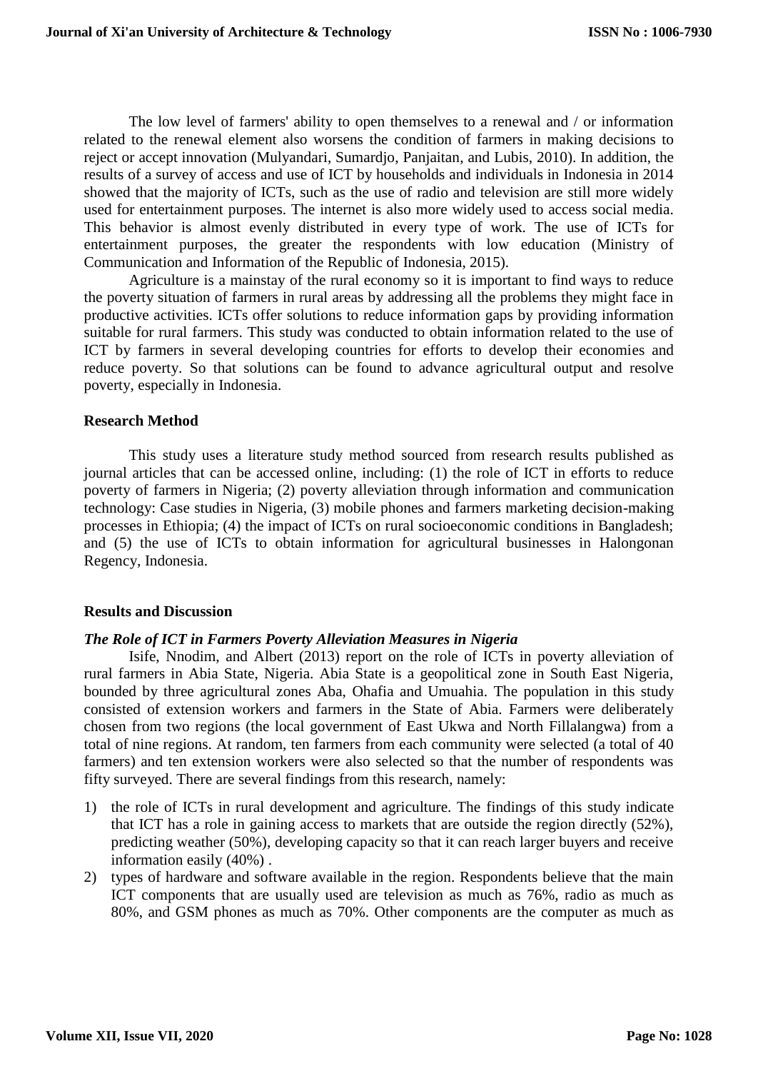The low level of farmers' ability to open themselves to a renewal and / or information related to the renewal element also worsens the condition of farmers in making decisions to reject or accept innovation (Mulyandari, Sumardjo, Panjaitan, and Lubis, 2010). In addition, the results of a survey of access and use of ICT by households and individuals in Indonesia in 2014 showed that the majority of ICTs, such as the use of radio and television are still more widely used for entertainment purposes. The internet is also more widely used to access social media. This behavior is almost evenly distributed in every type of work. The use of ICTs for entertainment purposes, the greater the respondents with low education (Ministry of Communication and Information of the Republic of Indonesia, 2015).

Agriculture is a mainstay of the rural economy so it is important to find ways to reduce the poverty situation of farmers in rural areas by addressing all the problems they might face in productive activities. ICTs offer solutions to reduce information gaps by providing information suitable for rural farmers. This study was conducted to obtain information related to the use of ICT by farmers in several developing countries for efforts to develop their economies and reduce poverty. So that solutions can be found to advance agricultural output and resolve poverty, especially in Indonesia.

## Research Method

This study uses a literature study method sourced from research results published as journal articles that can be accessed online, including: (1) the role of ICT in efforts to reduce poverty of farmers in Nigeria; (2) poverty alleviation through information and communication technology: Case studies in Nigeria, (3) mobile phones and farmers marketing decision-making processes in Ethiopia; (4) the impact of ICTs on rural socioeconomic conditions in Bangladesh; and (5) the use of ICTs to obtain information for agricultural businesses in Halongonan Regency, Indonesia.

## Results and Discussion

### *The Role of ICT in Farmers Poverty Alleviation Measures in Nigeria*

Isife, Nnodim, and Albert (2013) report on the role of ICTs in poverty alleviation of rural farmers in Abia State, Nigeria. Abia State is a geopolitical zone in South East Nigeria, bounded by three agricultural zones Aba, Ohafia and Umuahia. The population in this study consisted of extension workers and farmers in the State of Abia. Farmers were deliberately chosen from two regions (the local government of East Ukwa and North Fillalangwa) from a total of nine regions. At random, ten farmers from each community were selected (a total of 40 farmers) and ten extension workers were also selected so that the number of respondents was fifty surveyed. There are several findings from this research, namely:

1) the role of ICTs in rural development and agriculture. The findings of this study indicate that ICT has a role in gaining access to markets that are outside the region directly (52%), predicting weather (50%), developing capacity so that it can reach larger buyers and receive information easily (40%) .
2) types of hardware and software available in the region. Respondents believe that the main ICT components that are usually used are television as much as 76%, radio as much as 80%, and GSM phones as much as 70%. Other components are the computer as much as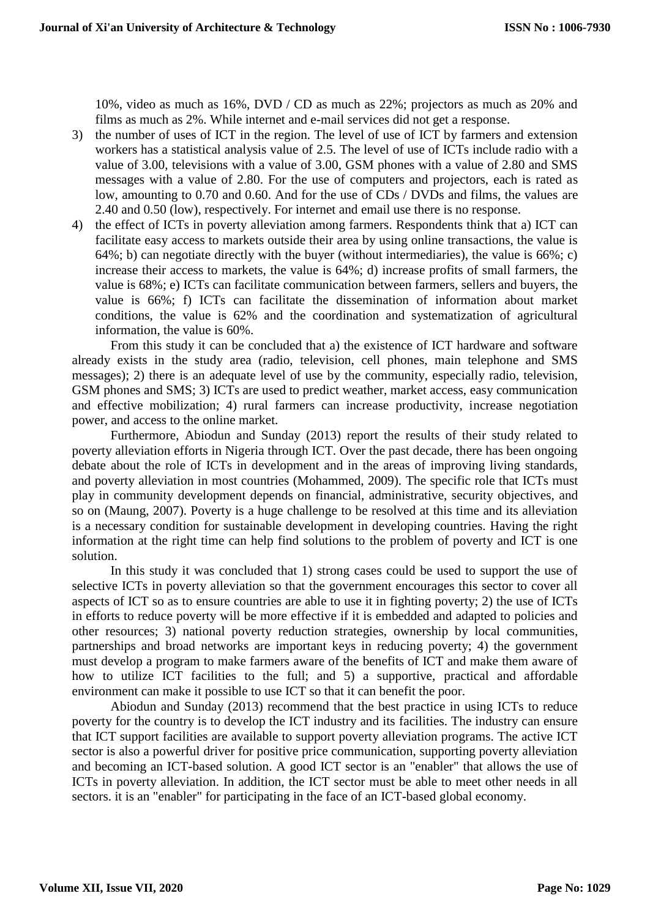10%, video as much as 16%, DVD / CD as much as 22%; projectors as much as 20% and films as much as 2%. While internet and e-mail services did not get a response.

3) the number of uses of ICT in the region. The level of use of ICT by farmers and extension workers has a statistical analysis value of 2.5. The level of use of ICTs include radio with a value of 3.00, televisions with a value of 3.00, GSM phones with a value of 2.80 and SMS messages with a value of 2.80. For the use of computers and projectors, each is rated as low, amounting to 0.70 and 0.60. And for the use of CDs / DVDs and films, the values are 2.40 and 0.50 (low), respectively. For internet and email use there is no response.
4) the effect of ICTs in poverty alleviation among farmers. Respondents think that a) ICT can facilitate easy access to markets outside their area by using online transactions, the value is 64%; b) can negotiate directly with the buyer (without intermediaries), the value is 66%; c) increase their access to markets, the value is 64%; d) increase profits of small farmers, the value is 68%; e) ICTs can facilitate communication between farmers, sellers and buyers, the value is 66%; f) ICTs can facilitate the dissemination of information about market conditions, the value is 62% and the coordination and systematization of agricultural information, the value is 60%.

From this study it can be concluded that a) the existence of ICT hardware and software already exists in the study area (radio, television, cell phones, main telephone and SMS messages); 2) there is an adequate level of use by the community, especially radio, television, GSM phones and SMS; 3) ICTs are used to predict weather, market access, easy communication and effective mobilization; 4) rural farmers can increase productivity, increase negotiation power, and access to the online market.

Furthermore, Abiodun and Sunday (2013) report the results of their study related to poverty alleviation efforts in Nigeria through ICT. Over the past decade, there has been ongoing debate about the role of ICTs in development and in the areas of improving living standards, and poverty alleviation in most countries (Mohammed, 2009). The specific role that ICTs must play in community development depends on financial, administrative, security objectives, and so on (Maung, 2007). Poverty is a huge challenge to be resolved at this time and its alleviation is a necessary condition for sustainable development in developing countries. Having the right information at the right time can help find solutions to the problem of poverty and ICT is one solution.

In this study it was concluded that 1) strong cases could be used to support the use of selective ICTs in poverty alleviation so that the government encourages this sector to cover all aspects of ICT so as to ensure countries are able to use it in fighting poverty; 2) the use of ICTs in efforts to reduce poverty will be more effective if it is embedded and adapted to policies and other resources; 3) national poverty reduction strategies, ownership by local communities, partnerships and broad networks are important keys in reducing poverty; 4) the government must develop a program to make farmers aware of the benefits of ICT and make them aware of how to utilize ICT facilities to the full; and 5) a supportive, practical and affordable environment can make it possible to use ICT so that it can benefit the poor.

Abiodun and Sunday (2013) recommend that the best practice in using ICTs to reduce poverty for the country is to develop the ICT industry and its facilities. The industry can ensure that ICT support facilities are available to support poverty alleviation programs. The active ICT sector is also a powerful driver for positive price communication, supporting poverty alleviation and becoming an ICT-based solution. A good ICT sector is an "enabler" that allows the use of ICTs in poverty alleviation. In addition, the ICT sector must be able to meet other needs in all sectors. it is an "enabler" for participating in the face of an ICT-based global economy.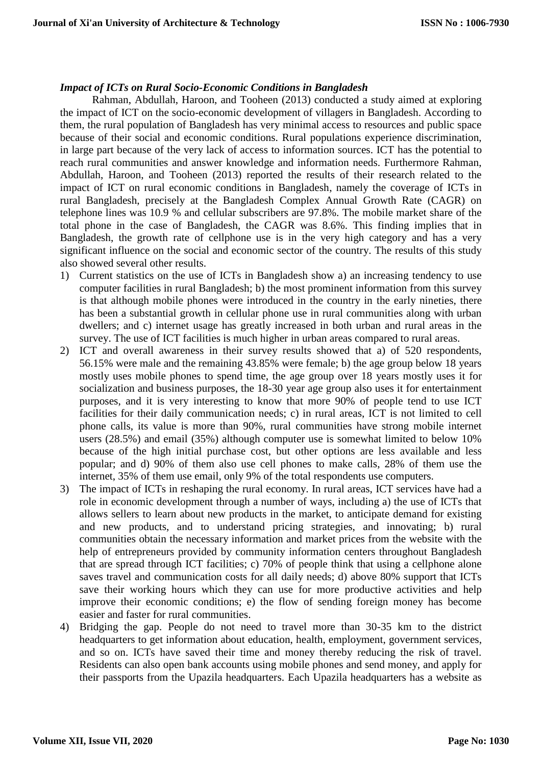### *Impact of ICTs on Rural Socio-Economic Conditions in Bangladesh*

Rahman, Abdullah, Haroon, and Tooheen (2013) conducted a study aimed at exploring the impact of ICT on the socio-economic development of villagers in Bangladesh. According to them, the rural population of Bangladesh has very minimal access to resources and public space because of their social and economic conditions. Rural populations experience discrimination, in large part because of the very lack of access to information sources. ICT has the potential to reach rural communities and answer knowledge and information needs. Furthermore Rahman, Abdullah, Haroon, and Tooheen (2013) reported the results of their research related to the impact of ICT on rural economic conditions in Bangladesh, namely the coverage of ICTs in rural Bangladesh, precisely at the Bangladesh Complex Annual Growth Rate (CAGR) on telephone lines was 10.9 % and cellular subscribers are 97.8%. The mobile market share of the total phone in the case of Bangladesh, the CAGR was 8.6%. This finding implies that in Bangladesh, the growth rate of cellphone use is in the very high category and has a very significant influence on the social and economic sector of the country. The results of this study also showed several other results.

1) Current statistics on the use of ICTs in Bangladesh show a) an increasing tendency to use computer facilities in rural Bangladesh; b) the most prominent information from this survey is that although mobile phones were introduced in the country in the early nineties, there has been a substantial growth in cellular phone use in rural communities along with urban dwellers; and c) internet usage has greatly increased in both urban and rural areas in the survey. The use of ICT facilities is much higher in urban areas compared to rural areas.
2) ICT and overall awareness in their survey results showed that a) of 520 respondents, 56.15% were male and the remaining 43.85% were female; b) the age group below 18 years mostly uses mobile phones to spend time, the age group over 18 years mostly uses it for socialization and business purposes, the 18-30 year age group also uses it for entertainment purposes, and it is very interesting to know that more 90% of people tend to use ICT facilities for their daily communication needs; c) in rural areas, ICT is not limited to cell phone calls, its value is more than 90%, rural communities have strong mobile internet users (28.5%) and email (35%) although computer use is somewhat limited to below 10% because of the high initial purchase cost, but other options are less available and less popular; and d) 90% of them also use cell phones to make calls, 28% of them use the internet, 35% of them use email, only 9% of the total respondents use computers.
3) The impact of ICTs in reshaping the rural economy. In rural areas, ICT services have had a role in economic development through a number of ways, including a) the use of ICTs that allows sellers to learn about new products in the market, to anticipate demand for existing and new products, and to understand pricing strategies, and innovating; b) rural communities obtain the necessary information and market prices from the website with the help of entrepreneurs provided by community information centers throughout Bangladesh that are spread through ICT facilities; c) 70% of people think that using a cellphone alone saves travel and communication costs for all daily needs; d) above 80% support that ICTs save their working hours which they can use for more productive activities and help improve their economic conditions; e) the flow of sending foreign money has become easier and faster for rural communities.
4) Bridging the gap. People do not need to travel more than 30-35 km to the district headquarters to get information about education, health, employment, government services, and so on. ICTs have saved their time and money thereby reducing the risk of travel. Residents can also open bank accounts using mobile phones and send money, and apply for their passports from the Upazila headquarters. Each Upazila headquarters has a website as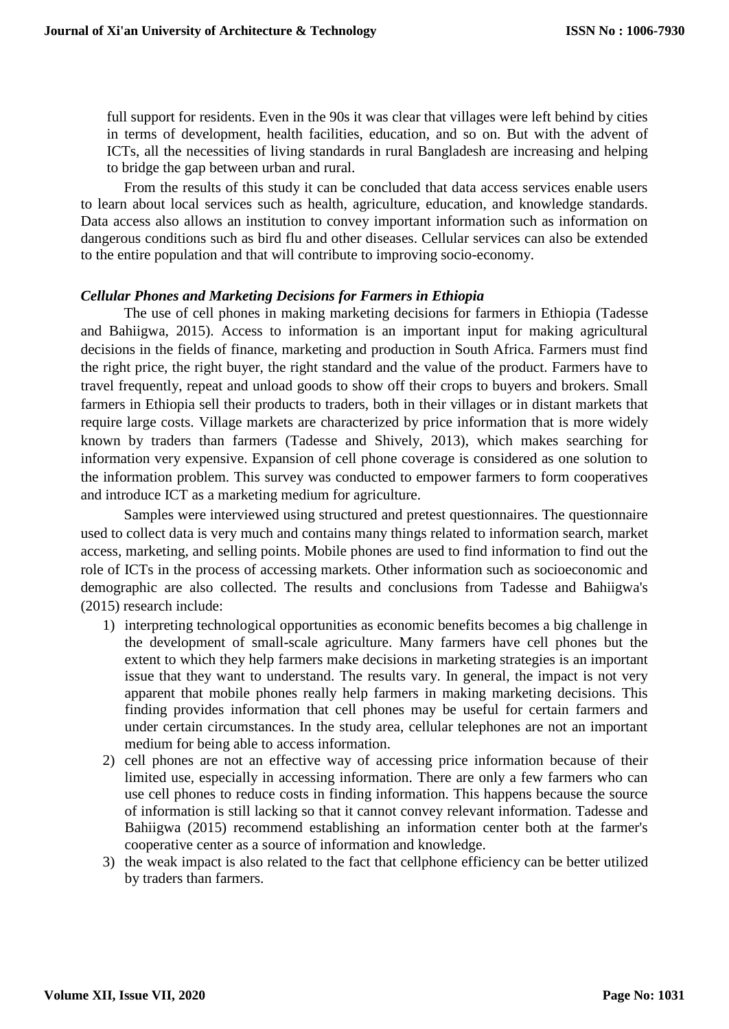full support for residents. Even in the 90s it was clear that villages were left behind by cities in terms of development, health facilities, education, and so on. But with the advent of ICTs, all the necessities of living standards in rural Bangladesh are increasing and helping to bridge the gap between urban and rural.

From the results of this study it can be concluded that data access services enable users to learn about local services such as health, agriculture, education, and knowledge standards. Data access also allows an institution to convey important information such as information on dangerous conditions such as bird flu and other diseases. Cellular services can also be extended to the entire population and that will contribute to improving socio-economy.

***Cellular Phones and Marketing Decisions for Farmers in Ethiopia***

The use of cell phones in making marketing decisions for farmers in Ethiopia (Tadesse and Bahiigwa, 2015). Access to information is an important input for making agricultural decisions in the fields of finance, marketing and production in South Africa. Farmers must find the right price, the right buyer, the right standard and the value of the product. Farmers have to travel frequently, repeat and unload goods to show off their crops to buyers and brokers. Small farmers in Ethiopia sell their products to traders, both in their villages or in distant markets that require large costs. Village markets are characterized by price information that is more widely known by traders than farmers (Tadesse and Shively, 2013), which makes searching for information very expensive. Expansion of cell phone coverage is considered as one solution to the information problem. This survey was conducted to empower farmers to form cooperatives and introduce ICT as a marketing medium for agriculture.

Samples were interviewed using structured and pretest questionnaires. The questionnaire used to collect data is very much and contains many things related to information search, market access, marketing, and selling points. Mobile phones are used to find information to find out the role of ICTs in the process of accessing markets. Other information such as socioeconomic and demographic are also collected. The results and conclusions from Tadesse and Bahiigwa's (2015) research include:

1) interpreting technological opportunities as economic benefits becomes a big challenge in the development of small-scale agriculture. Many farmers have cell phones but the extent to which they help farmers make decisions in marketing strategies is an important issue that they want to understand. The results vary. In general, the impact is not very apparent that mobile phones really help farmers in making marketing decisions. This finding provides information that cell phones may be useful for certain farmers and under certain circumstances. In the study area, cellular telephones are not an important medium for being able to access information.
2) cell phones are not an effective way of accessing price information because of their limited use, especially in accessing information. There are only a few farmers who can use cell phones to reduce costs in finding information. This happens because the source of information is still lacking so that it cannot convey relevant information. Tadesse and Bahiigwa (2015) recommend establishing an information center both at the farmer's cooperative center as a source of information and knowledge.
3) the weak impact is also related to the fact that cellphone efficiency can be better utilized by traders than farmers.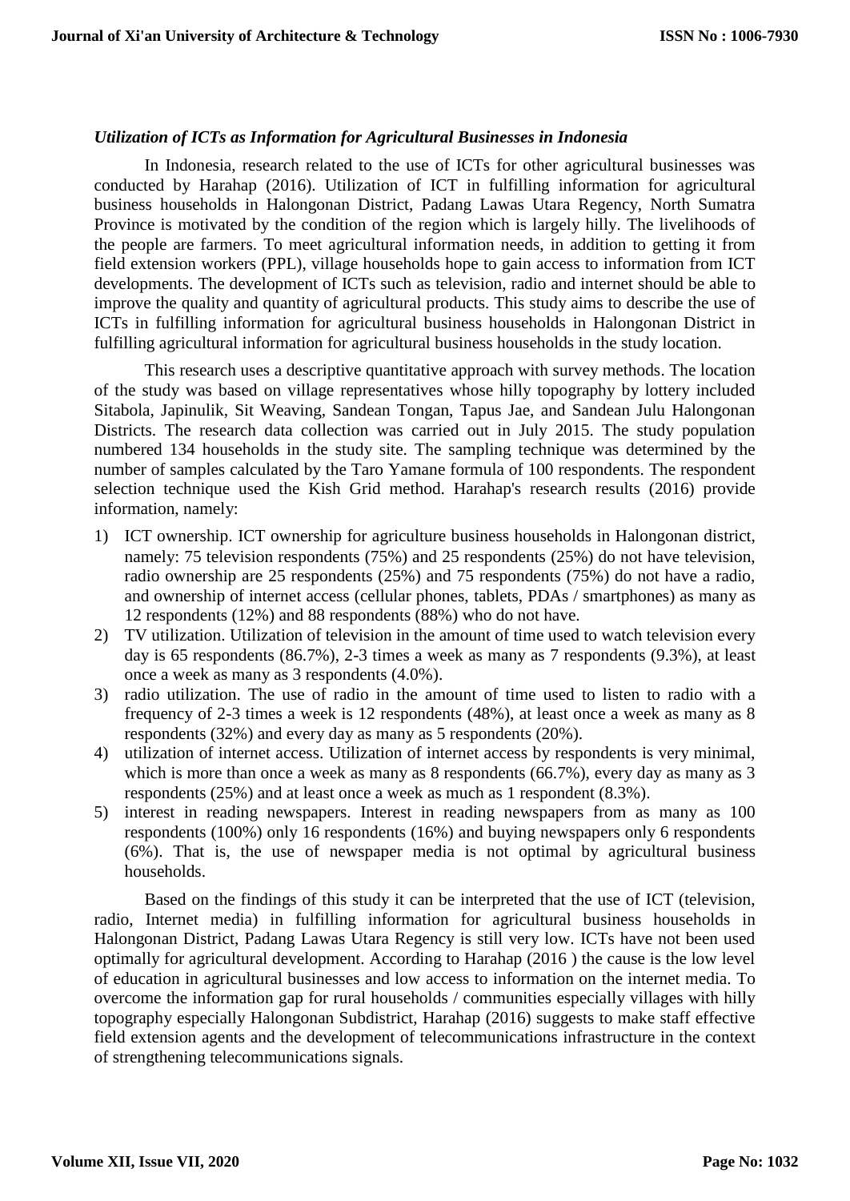### *Utilization of ICTs as Information for Agricultural Businesses in Indonesia*

In Indonesia, research related to the use of ICTs for other agricultural businesses was conducted by Harahap (2016). Utilization of ICT in fulfilling information for agricultural business households in Halongonan District, Padang Lawas Utara Regency, North Sumatra Province is motivated by the condition of the region which is largely hilly. The livelihoods of the people are farmers. To meet agricultural information needs, in addition to getting it from field extension workers (PPL), village households hope to gain access to information from ICT developments. The development of ICTs such as television, radio and internet should be able to improve the quality and quantity of agricultural products. This study aims to describe the use of ICTs in fulfilling information for agricultural business households in Halongonan District in fulfilling agricultural information for agricultural business households in the study location.

This research uses a descriptive quantitative approach with survey methods. The location of the study was based on village representatives whose hilly topography by lottery included Sitabola, Japinulik, Sit Weaving, Sandean Tongan, Tapus Jae, and Sandean Julu Halongonan Districts. The research data collection was carried out in July 2015. The study population numbered 134 households in the study site. The sampling technique was determined by the number of samples calculated by the Taro Yamane formula of 100 respondents. The respondent selection technique used the Kish Grid method. Harahap's research results (2016) provide information, namely:

1) ICT ownership. ICT ownership for agriculture business households in Halongonan district, namely: 75 television respondents (75%) and 25 respondents (25%) do not have television, radio ownership are 25 respondents (25%) and 75 respondents (75%) do not have a radio, and ownership of internet access (cellular phones, tablets, PDAs / smartphones) as many as 12 respondents (12%) and 88 respondents (88%) who do not have.
2) TV utilization. Utilization of television in the amount of time used to watch television every day is 65 respondents (86.7%), 2-3 times a week as many as 7 respondents (9.3%), at least once a week as many as 3 respondents (4.0%).
3) radio utilization. The use of radio in the amount of time used to listen to radio with a frequency of 2-3 times a week is 12 respondents (48%), at least once a week as many as 8 respondents (32%) and every day as many as 5 respondents (20%).
4) utilization of internet access. Utilization of internet access by respondents is very minimal, which is more than once a week as many as 8 respondents (66.7%), every day as many as 3 respondents (25%) and at least once a week as much as 1 respondent (8.3%).
5) interest in reading newspapers. Interest in reading newspapers from as many as 100 respondents (100%) only 16 respondents (16%) and buying newspapers only 6 respondents (6%). That is, the use of newspaper media is not optimal by agricultural business households.

Based on the findings of this study it can be interpreted that the use of ICT (television, radio, Internet media) in fulfilling information for agricultural business households in Halongonan District, Padang Lawas Utara Regency is still very low. ICTs have not been used optimally for agricultural development. According to Harahap (2016 ) the cause is the low level of education in agricultural businesses and low access to information on the internet media. To overcome the information gap for rural households / communities especially villages with hilly topography especially Halongonan Subdistrict, Harahap (2016) suggests to make staff effective field extension agents and the development of telecommunications infrastructure in the context of strengthening telecommunications signals.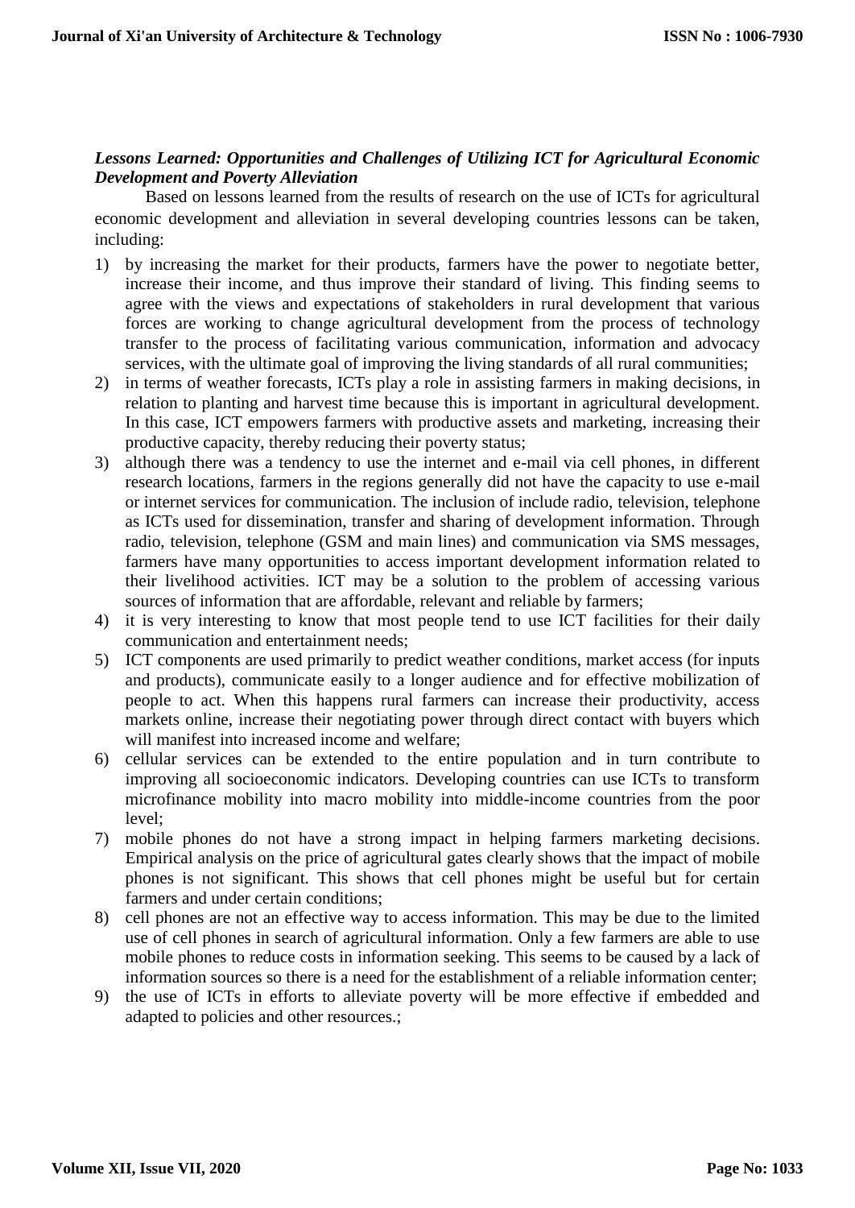***Lessons Learned: Opportunities and Challenges of Utilizing ICT for Agricultural Economic Development and Poverty Alleviation***

Based on lessons learned from the results of research on the use of ICTs for agricultural economic development and alleviation in several developing countries lessons can be taken, including:

1) by increasing the market for their products, farmers have the power to negotiate better, increase their income, and thus improve their standard of living. This finding seems to agree with the views and expectations of stakeholders in rural development that various forces are working to change agricultural development from the process of technology transfer to the process of facilitating various communication, information and advocacy services, with the ultimate goal of improving the living standards of all rural communities;
2) in terms of weather forecasts, ICTs play a role in assisting farmers in making decisions, in relation to planting and harvest time because this is important in agricultural development. In this case, ICT empowers farmers with productive assets and marketing, increasing their productive capacity, thereby reducing their poverty status;
3) although there was a tendency to use the internet and e-mail via cell phones, in different research locations, farmers in the regions generally did not have the capacity to use e-mail or internet services for communication. The inclusion of include radio, television, telephone as ICTs used for dissemination, transfer and sharing of development information. Through radio, television, telephone (GSM and main lines) and communication via SMS messages, farmers have many opportunities to access important development information related to their livelihood activities. ICT may be a solution to the problem of accessing various sources of information that are affordable, relevant and reliable by farmers;
4) it is very interesting to know that most people tend to use ICT facilities for their daily communication and entertainment needs;
5) ICT components are used primarily to predict weather conditions, market access (for inputs and products), communicate easily to a longer audience and for effective mobilization of people to act. When this happens rural farmers can increase their productivity, access markets online, increase their negotiating power through direct contact with buyers which will manifest into increased income and welfare;
6) cellular services can be extended to the entire population and in turn contribute to improving all socioeconomic indicators. Developing countries can use ICTs to transform microfinance mobility into macro mobility into middle-income countries from the poor level;
7) mobile phones do not have a strong impact in helping farmers marketing decisions. Empirical analysis on the price of agricultural gates clearly shows that the impact of mobile phones is not significant. This shows that cell phones might be useful but for certain farmers and under certain conditions;
8) cell phones are not an effective way to access information. This may be due to the limited use of cell phones in search of agricultural information. Only a few farmers are able to use mobile phones to reduce costs in information seeking. This seems to be caused by a lack of information sources so there is a need for the establishment of a reliable information center;
9) the use of ICTs in efforts to alleviate poverty will be more effective if embedded and adapted to policies and other resources.;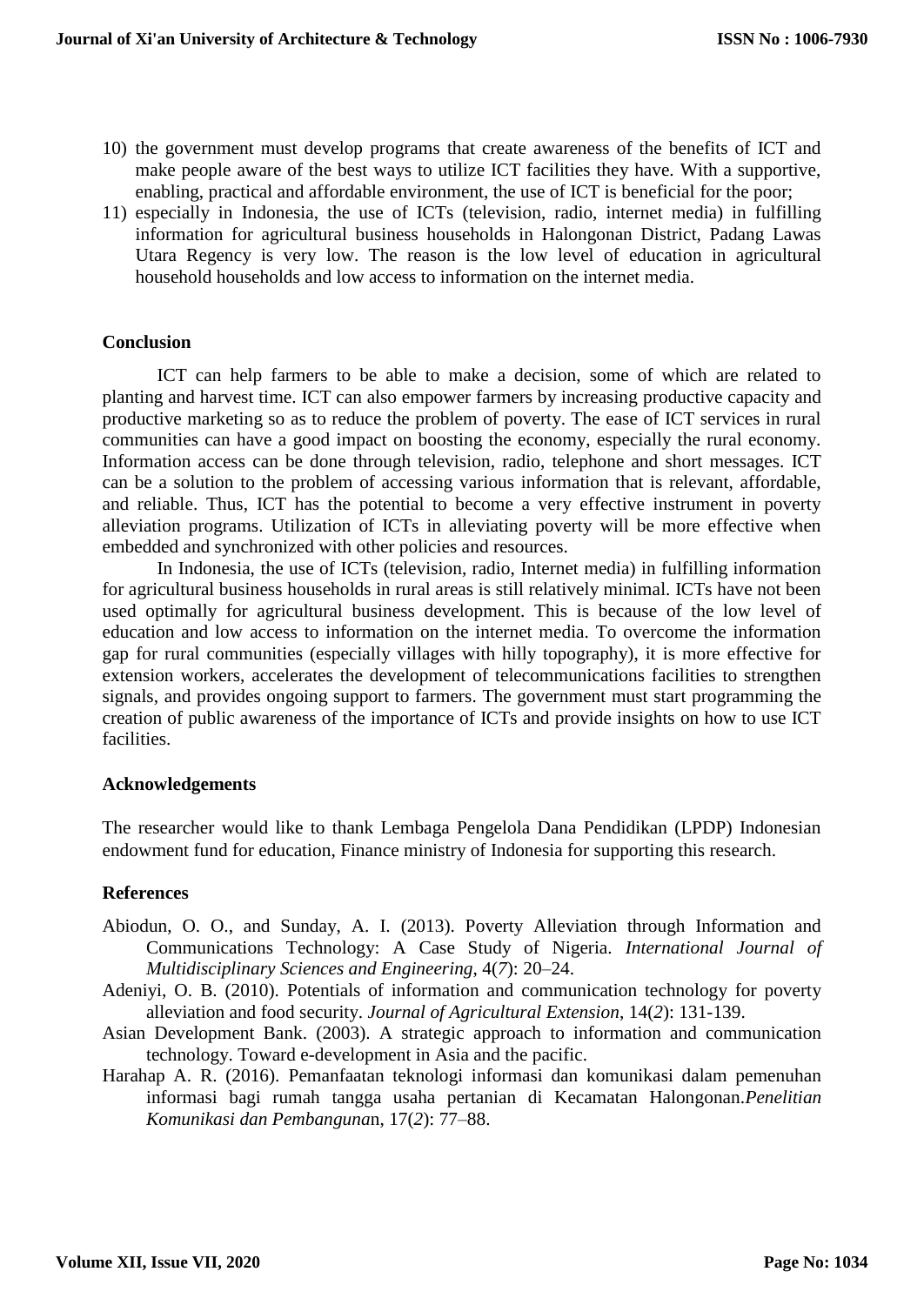10) the government must develop programs that create awareness of the benefits of ICT and make people aware of the best ways to utilize ICT facilities they have. With a supportive, enabling, practical and affordable environment, the use of ICT is beneficial for the poor;
11) especially in Indonesia, the use of ICTs (television, radio, internet media) in fulfilling information for agricultural business households in Halongonan District, Padang Lawas Utara Regency is very low. The reason is the low level of education in agricultural household households and low access to information on the internet media.

## Conclusion

ICT can help farmers to be able to make a decision, some of which are related to planting and harvest time. ICT can also empower farmers by increasing productive capacity and productive marketing so as to reduce the problem of poverty. The ease of ICT services in rural communities can have a good impact on boosting the economy, especially the rural economy. Information access can be done through television, radio, telephone and short messages. ICT can be a solution to the problem of accessing various information that is relevant, affordable, and reliable. Thus, ICT has the potential to become a very effective instrument in poverty alleviation programs. Utilization of ICTs in alleviating poverty will be more effective when embedded and synchronized with other policies and resources.

In Indonesia, the use of ICTs (television, radio, Internet media) in fulfilling information for agricultural business households in rural areas is still relatively minimal. ICTs have not been used optimally for agricultural business development. This is because of the low level of education and low access to information on the internet media. To overcome the information gap for rural communities (especially villages with hilly topography), it is more effective for extension workers, accelerates the development of telecommunications facilities to strengthen signals, and provides ongoing support to farmers. The government must start programming the creation of public awareness of the importance of ICTs and provide insights on how to use ICT facilities.

## Acknowledgements

The researcher would like to thank Lembaga Pengelola Dana Pendidikan (LPDP) Indonesian endowment fund for education, Finance ministry of Indonesia for supporting this research.

## References

Abiodun, O. O., and Sunday, A. I. (2013). Poverty Alleviation through Information and Communications Technology: A Case Study of Nigeria. *International Journal of Multidisciplinary Sciences and Engineering*, 4(*7*): 20–24.

Adeniyi, O. B. (2010). Potentials of information and communication technology for poverty alleviation and food security. *Journal of Agricultural Extension*, 14(*2*): 131-139.

Asian Development Bank. (2003). A strategic approach to information and communication technology. Toward e-development in Asia and the pacific.

Harahap A. R. (2016). Pemanfaatan teknologi informasi dan komunikasi dalam pemenuhan informasi bagi rumah tangga usaha pertanian di Kecamatan Halongonan.*Penelitian Komunikasi dan Pembanguna*n, 17(*2*): 77–88.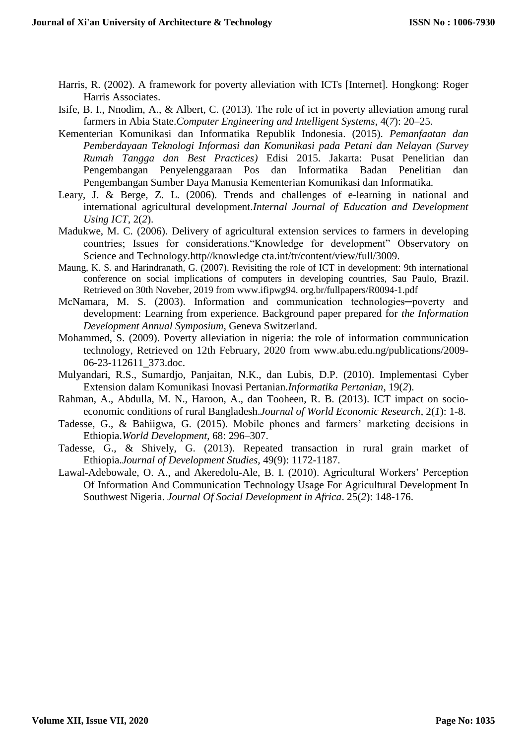Harris, R. (2002). A framework for poverty alleviation with ICTs [Internet]. Hongkong: Roger Harris Associates.

Isife, B. I., Nnodim, A., & Albert, C. (2013). The role of ict in poverty alleviation among rural farmers in Abia State.*Computer Engineering and Intelligent Systems*, 4(*7*): 20–25.

Kementerian Komunikasi dan Informatika Republik Indonesia. (2015). *Pemanfaatan dan Pemberdayaan Teknologi Informasi dan Komunikasi pada Petani dan Nelayan (Survey Rumah Tangga dan Best Practices)* Edisi 2015. Jakarta: Pusat Penelitian dan Pengembangan Penyelenggaraan Pos dan Informatika Badan Penelitian dan Pengembangan Sumber Daya Manusia Kementerian Komunikasi dan Informatika.

Leary, J. & Berge, Z. L. (2006). Trends and challenges of e-learning in national and international agricultural development.*Internal Journal of Education and Development Using ICT*, 2(*2*).

Madukwe, M. C. (2006). Delivery of agricultural extension services to farmers in developing countries; Issues for considerations."Knowledge for development" Observatory on Science and Technology.http//knowledge cta.int/tr/content/view/full/3009.

Maung, K. S. and Harindranath, G. (2007). Revisiting the role of ICT in development: 9th international conference on social implications of computers in developing countries, Sau Paulo, Brazil. Retrieved on 30th Noveber, 2019 from www.ifipwg94. org.br/fullpapers/R0094-1.pdf

McNamara, M. S. (2003). Information and communication technologies─poverty and development: Learning from experience. Background paper prepared for *the Information Development Annual Symposium*, Geneva Switzerland.

Mohammed, S. (2009). Poverty alleviation in nigeria: the role of information communication technology, Retrieved on 12th February, 2020 from www.abu.edu.ng/publications/2009-06-23-112611_373.doc.

Mulyandari, R.S., Sumardjo, Panjaitan, N.K., dan Lubis, D.P. (2010). Implementasi Cyber Extension dalam Komunikasi Inovasi Pertanian.*Informatika Pertanian*, 19(*2*).

Rahman, A., Abdulla, M. N., Haroon, A., dan Tooheen, R. B. (2013). ICT impact on socio-economic conditions of rural Bangladesh.*Journal of World Economic Research*, 2(*1*): 1-8.

Tadesse, G., & Bahiigwa, G. (2015). Mobile phones and farmers' marketing decisions in Ethiopia.*World Development*, 68: 296–307.

Tadesse, G., & Shively, G. (2013). Repeated transaction in rural grain market of Ethiopia.*Journal of Development Studies,* 49(9): 1172-1187.

Lawal-Adebowale, O. A., and Akeredolu-Ale, B. I. (2010). Agricultural Workers' Perception Of Information And Communication Technology Usage For Agricultural Development In Southwest Nigeria. *Journal Of Social Development in Africa*. 25(*2*): 148-176.